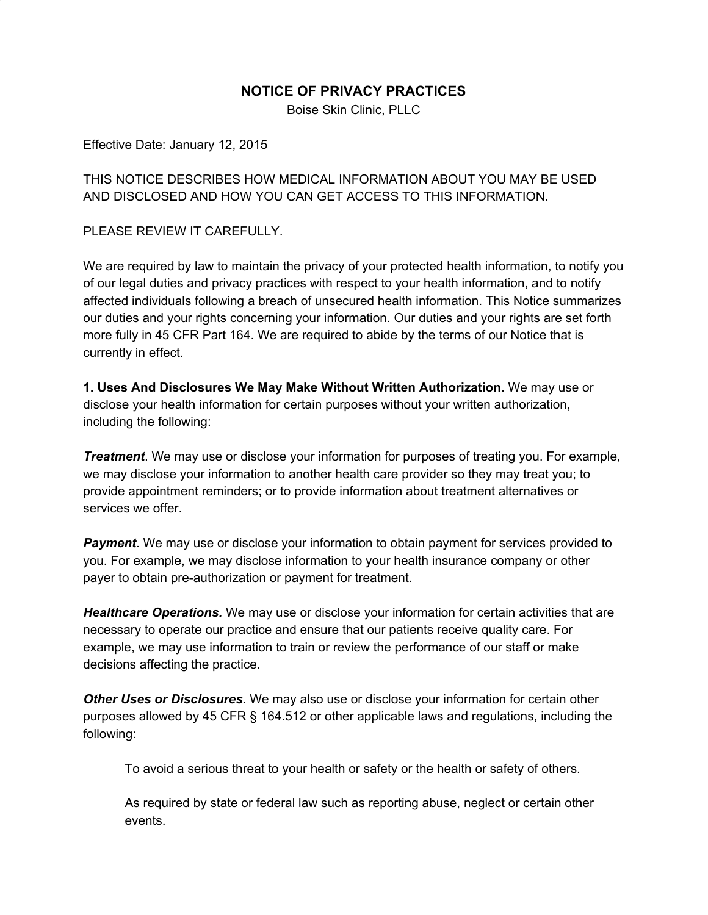# NOTICE OF PRIVACY PRACTICES

Boise Skin Clinic, PLLC

Effective Date: January 12, 2015

THIS NOTICE DESCRIBES HOW MEDICAL INFORMATION ABOUT YOU MAY BE USED AND DISCLOSED AND HOW YOU CAN GET ACCESS TO THIS INFORMATION.

PLEASE REVIEW IT CAREFULLY.

We are required by law to maintain the privacy of your protected health information, to notify you of our legal duties and privacy practices with respect to your health information, and to notify affected individuals following a breach of unsecured health information. This Notice summarizes our duties and your rights concerning your information. Our duties and your rights are set forth more fully in 45 CFR Part 164. We are required to abide by the terms of our Notice that is currently in effect.

**1. Uses And Disclosures We May Make Without Written Authorization.** We may use or disclose your health information for certain purposes without your written authorization, including the following:

***Treatment***. We may use or disclose your information for purposes of treating you. For example, we may disclose your information to another health care provider so they may treat you; to provide appointment reminders; or to provide information about treatment alternatives or services we offer.

***Payment***. We may use or disclose your information to obtain payment for services provided to you. For example, we may disclose information to your health insurance company or other payer to obtain pre-authorization or payment for treatment.

***Healthcare Operations.*** We may use or disclose your information for certain activities that are necessary to operate our practice and ensure that our patients receive quality care. For example, we may use information to train or review the performance of our staff or make decisions affecting the practice.

***Other Uses or Disclosures.*** We may also use or disclose your information for certain other purposes allowed by 45 CFR § 164.512 or other applicable laws and regulations, including the following:

> To avoid a serious threat to your health or safety or the health or safety of others.
>
> As required by state or federal law such as reporting abuse, neglect or certain other events.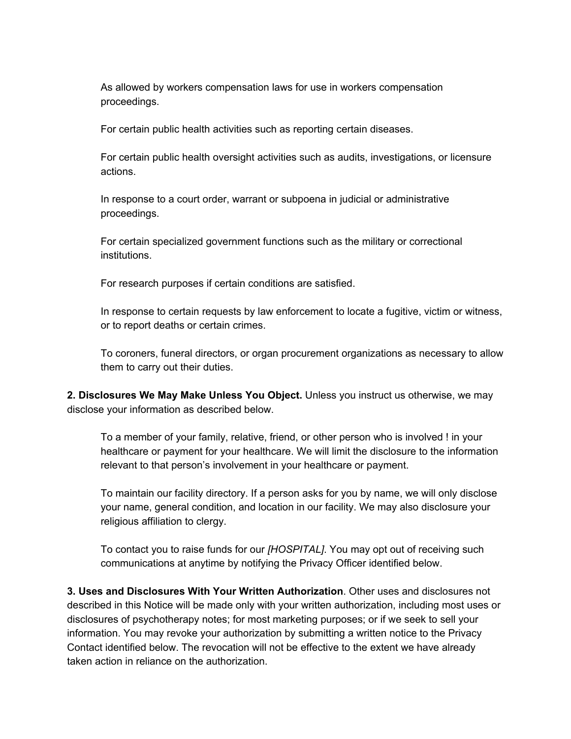As allowed by workers compensation laws for use in workers compensation proceedings.

For certain public health activities such as reporting certain diseases.

For certain public health oversight activities such as audits, investigations, or licensure actions.

In response to a court order, warrant or subpoena in judicial or administrative proceedings.

For certain specialized government functions such as the military or correctional institutions.

For research purposes if certain conditions are satisfied.

In response to certain requests by law enforcement to locate a fugitive, victim or witness, or to report deaths or certain crimes.

To coroners, funeral directors, or organ procurement organizations as necessary to allow them to carry out their duties.

**2. Disclosures We May Make Unless You Object.** Unless you instruct us otherwise, we may disclose your information as described below.

To a member of your family, relative, friend, or other person who is involved ! in your healthcare or payment for your healthcare. We will limit the disclosure to the information relevant to that person's involvement in your healthcare or payment.

To maintain our facility directory. If a person asks for you by name, we will only disclose your name, general condition, and location in our facility. We may also disclosure your religious affiliation to clergy.

To contact you to raise funds for our *[HOSPITAL]*. You may opt out of receiving such communications at anytime by notifying the Privacy Officer identified below.

**3. Uses and Disclosures With Your Written Authorization**. Other uses and disclosures not described in this Notice will be made only with your written authorization, including most uses or disclosures of psychotherapy notes; for most marketing purposes; or if we seek to sell your information. You may revoke your authorization by submitting a written notice to the Privacy Contact identified below. The revocation will not be effective to the extent we have already taken action in reliance on the authorization.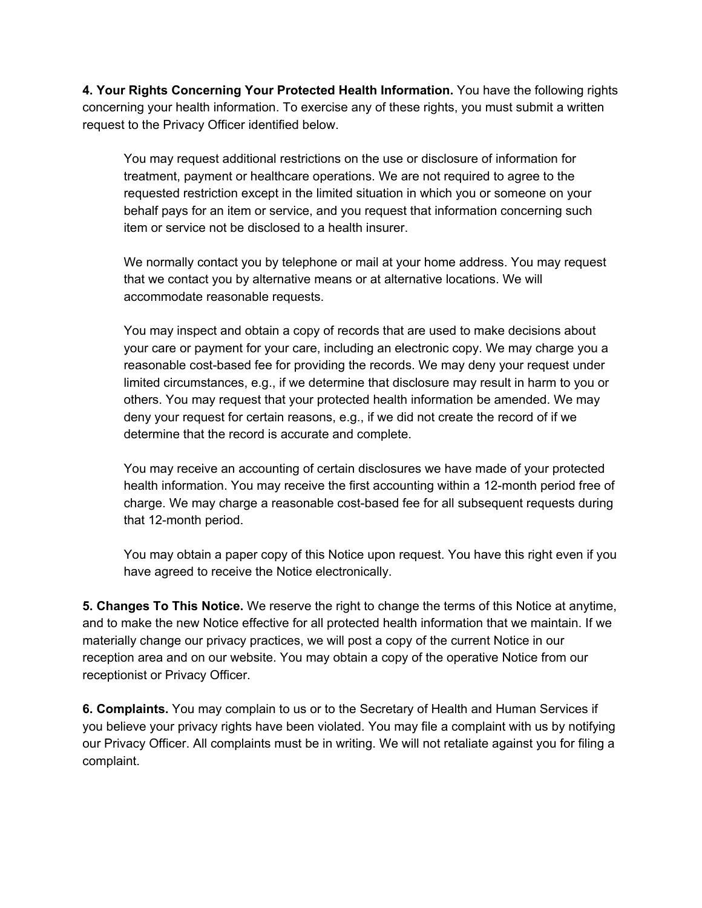**4. Your Rights Concerning Your Protected Health Information.** You have the following rights concerning your health information. To exercise any of these rights, you must submit a written request to the Privacy Officer identified below.

> You may request additional restrictions on the use or disclosure of information for treatment, payment or healthcare operations. We are not required to agree to the requested restriction except in the limited situation in which you or someone on your behalf pays for an item or service, and you request that information concerning such item or service not be disclosed to a health insurer.
>
> We normally contact you by telephone or mail at your home address. You may request that we contact you by alternative means or at alternative locations. We will accommodate reasonable requests.
>
> You may inspect and obtain a copy of records that are used to make decisions about your care or payment for your care, including an electronic copy. We may charge you a reasonable cost-based fee for providing the records. We may deny your request under limited circumstances, e.g., if we determine that disclosure may result in harm to you or others. You may request that your protected health information be amended. We may deny your request for certain reasons, e.g., if we did not create the record of if we determine that the record is accurate and complete.
>
> You may receive an accounting of certain disclosures we have made of your protected health information. You may receive the first accounting within a 12-month period free of charge. We may charge a reasonable cost-based fee for all subsequent requests during that 12-month period.
>
> You may obtain a paper copy of this Notice upon request. You have this right even if you have agreed to receive the Notice electronically.

**5. Changes To This Notice.** We reserve the right to change the terms of this Notice at anytime, and to make the new Notice effective for all protected health information that we maintain. If we materially change our privacy practices, we will post a copy of the current Notice in our reception area and on our website. You may obtain a copy of the operative Notice from our receptionist or Privacy Officer.

**6. Complaints.** You may complain to us or to the Secretary of Health and Human Services if you believe your privacy rights have been violated. You may file a complaint with us by notifying our Privacy Officer. All complaints must be in writing. We will not retaliate against you for filing a complaint.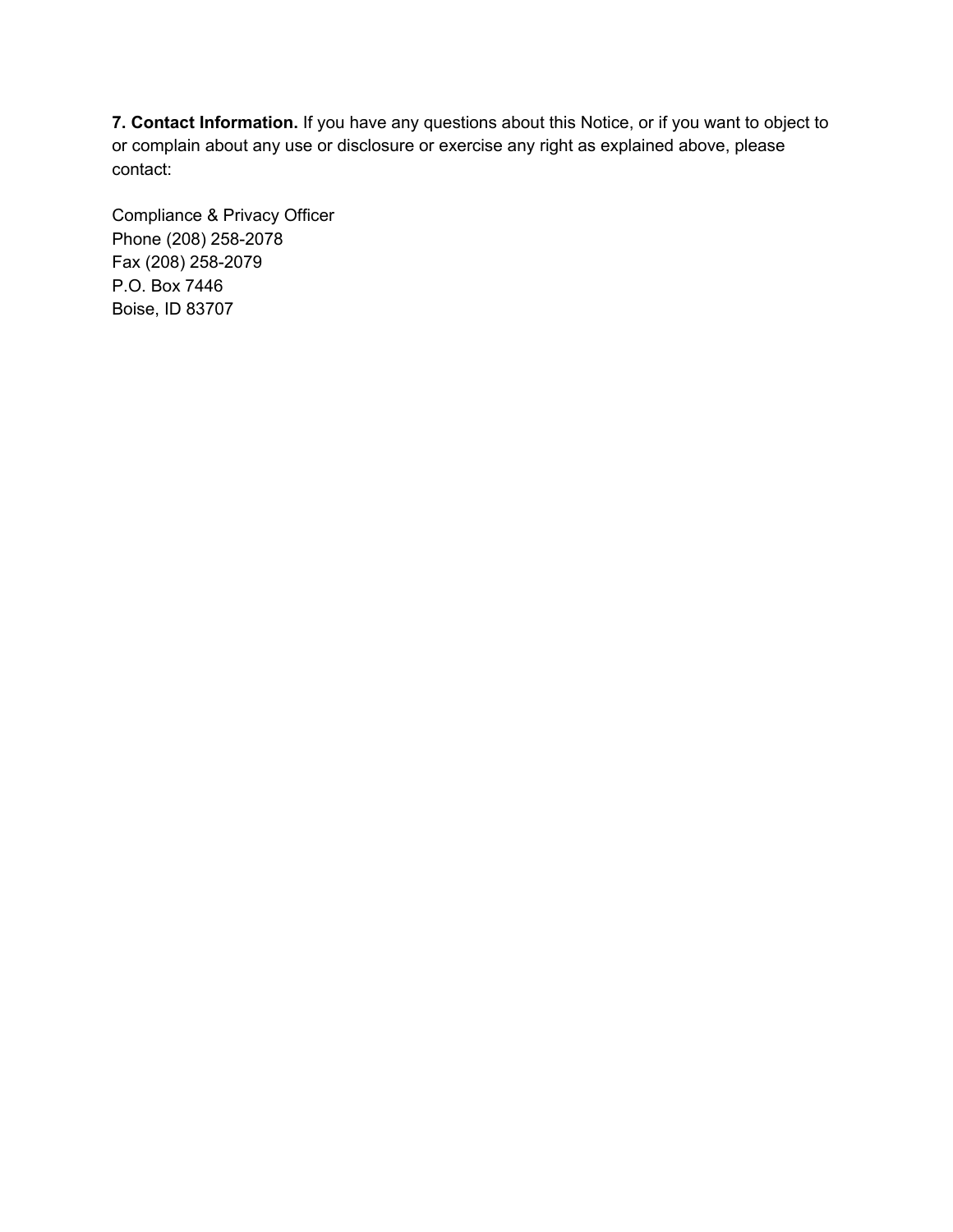**7. Contact Information.** If you have any questions about this Notice, or if you want to object to or complain about any use or disclosure or exercise any right as explained above, please contact:

Compliance & Privacy Officer
Phone (208) 258-2078
Fax (208) 258-2079
P.O. Box 7446
Boise, ID 83707